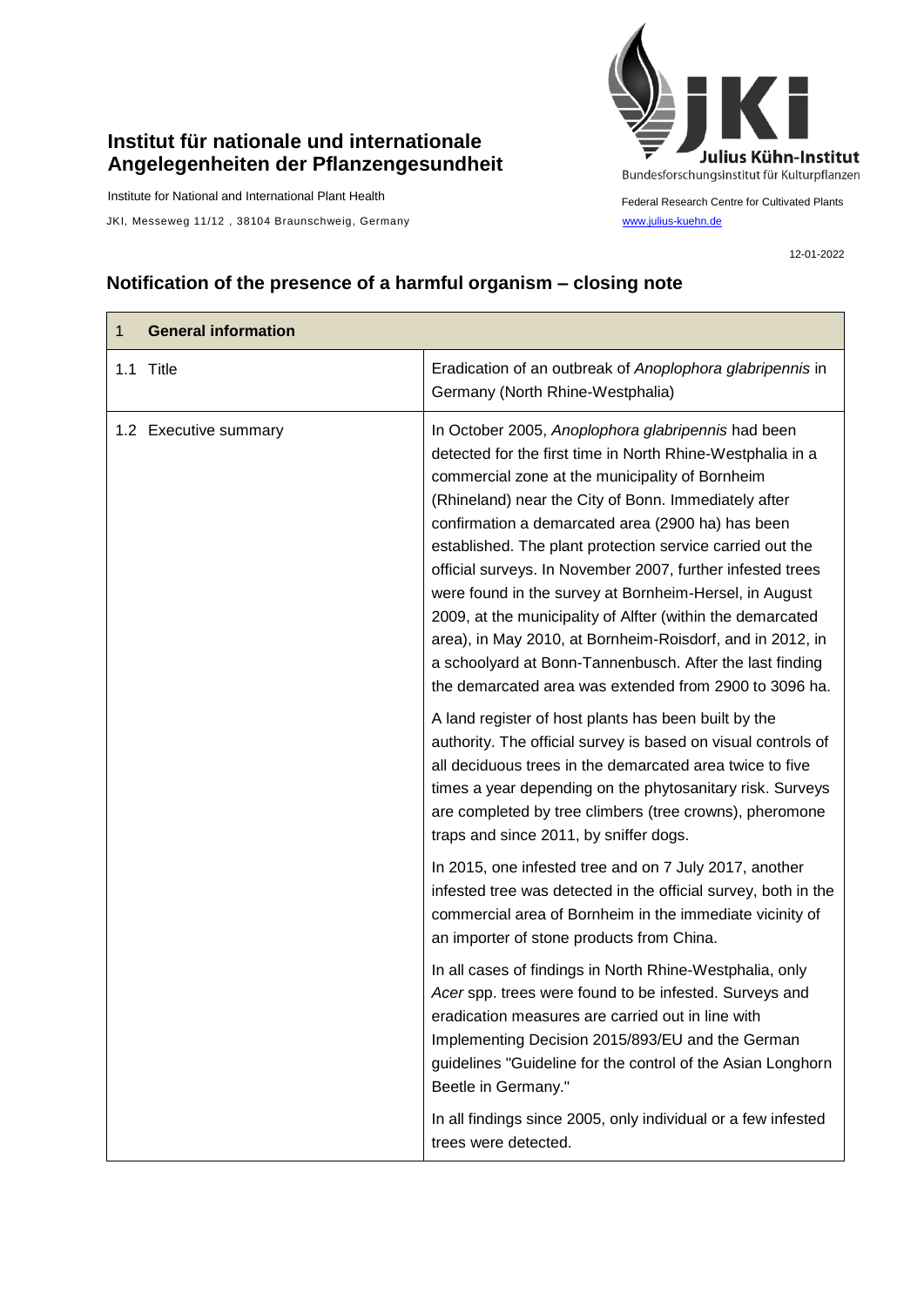**Institut für nationale und internationale Angelegenheiten der Pflanzengesundheit**

Institute for National and International Plant Health

JKI, Messeweg 11/12 , 38104 Braunschweig, Germany

Julius Kühn-Institut

Bundesforschungsinstitut für Kulturpflanzen

Federal Research Centre for Cultivated Plants

www.julius-kuehn.de

12-01-2022

## Notification of the presence of a harmful organism – closing note

| 1 General information | |
|---|---|
| 1.1 Title | Eradication of an outbreak of *Anoplophora glabripennis* in Germany (North Rhine-Westphalia) |
| 1.2 Executive summary | In October 2005, *Anoplophora glabripennis* had been detected for the first time in North Rhine-Westphalia in a commercial zone at the municipality of Bornheim (Rhineland) near the City of Bonn. Immediately after confirmation a demarcated area (2900 ha) has been established. The plant protection service carried out the official surveys. In November 2007, further infested trees were found in the survey at Bornheim-Hersel, in August 2009, at the municipality of Alfter (within the demarcated area), in May 2010, at Bornheim-Roisdorf, and in 2012, in a schoolyard at Bonn-Tannenbusch. After the last finding the demarcated area was extended from 2900 to 3096 ha.<br><br>A land register of host plants has been built by the authority. The official survey is based on visual controls of all deciduous trees in the demarcated area twice to five times a year depending on the phytosanitary risk. Surveys are completed by tree climbers (tree crowns), pheromone traps and since 2011, by sniffer dogs.<br><br>In 2015, one infested tree and on 7 July 2017, another infested tree was detected in the official survey, both in the commercial area of Bornheim in the immediate vicinity of an importer of stone products from China.<br><br>In all cases of findings in North Rhine-Westphalia, only *Acer* spp. trees were found to be infested. Surveys and eradication measures are carried out in line with Implementing Decision 2015/893/EU and the German guidelines "Guideline for the control of the Asian Longhorn Beetle in Germany."<br><br>In all findings since 2005, only individual or a few infested trees were detected. |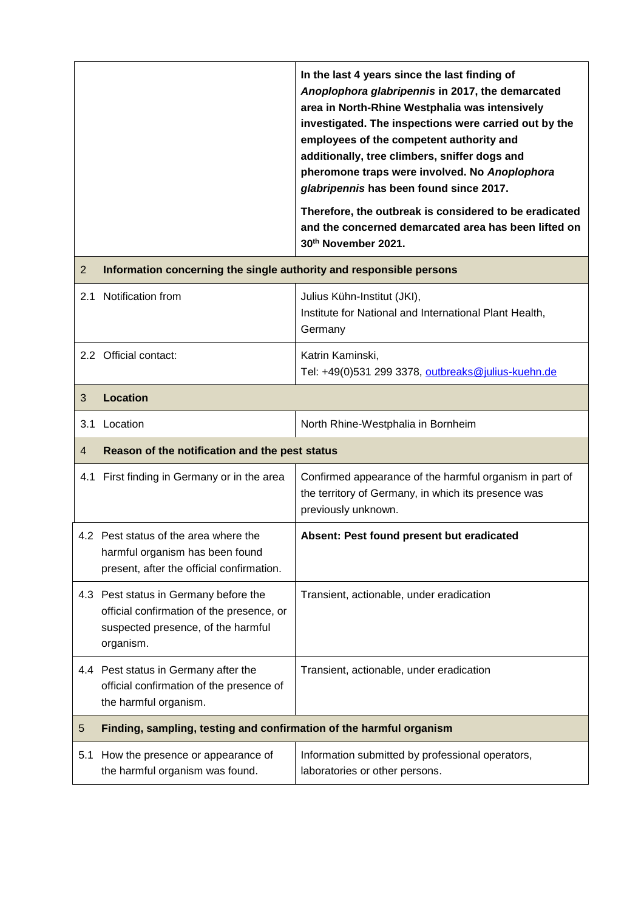| | |
|---|---|
| | **In the last 4 years since the last finding of *Anoplophora glabripennis* in 2017, the demarcated area in North-Rhine Westphalia was intensively investigated. The inspections were carried out by the employees of the competent authority and additionally, tree climbers, sniffer dogs and pheromone traps were involved. No *Anoplophora glabripennis* has been found since 2017.**<br><br>**Therefore, the outbreak is considered to be eradicated and the concerned demarcated area has been lifted on 30th November 2021.** |
| **2 Information concerning the single authority and responsible persons** | |
| 2.1 Notification from | Julius Kühn-Institut (JKI),<br>Institute for National and International Plant Health, Germany |
| 2.2 Official contact: | Katrin Kaminski,<br>Tel: +49(0)531 299 3378, outbreaks@julius-kuehn.de |
| **3 Location** | |
| 3.1 Location | North Rhine-Westphalia in Bornheim |
| **4 Reason of the notification and the pest status** | |
| 4.1 First finding in Germany or in the area | Confirmed appearance of the harmful organism in part of the territory of Germany, in which its presence was previously unknown. |
| 4.2 Pest status of the area where the harmful organism has been found present, after the official confirmation. | **Absent: Pest found present but eradicated** |
| 4.3 Pest status in Germany before the official confirmation of the presence, or suspected presence, of the harmful organism. | Transient, actionable, under eradication |
| 4.4 Pest status in Germany after the official confirmation of the presence of the harmful organism. | Transient, actionable, under eradication |
| **5 Finding, sampling, testing and confirmation of the harmful organism** | |
| 5.1 How the presence or appearance of the harmful organism was found. | Information submitted by professional operators, laboratories or other persons. |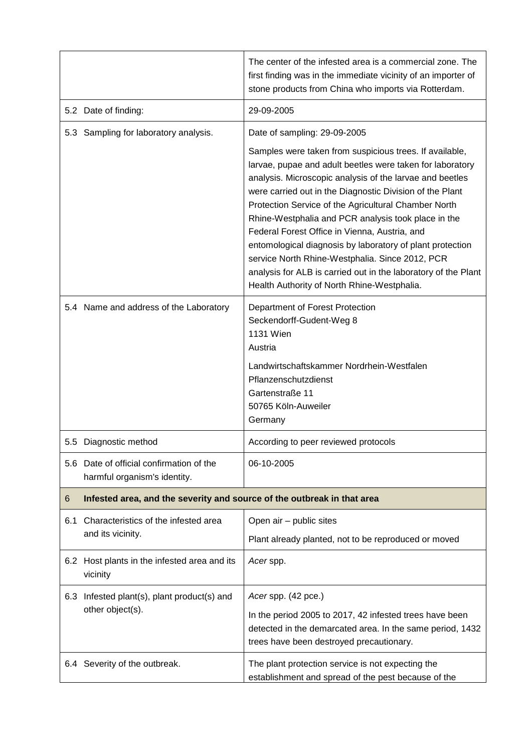| | |
|---|---|
| | The center of the infested area is a commercial zone. The first finding was in the immediate vicinity of an importer of stone products from China who imports via Rotterdam. |
| 5.2 Date of finding: | 29-09-2005 |
| 5.3 Sampling for laboratory analysis. | Date of sampling: 29-09-2005<br><br>Samples were taken from suspicious trees. If available, larvae, pupae and adult beetles were taken for laboratory analysis. Microscopic analysis of the larvae and beetles were carried out in the Diagnostic Division of the Plant Protection Service of the Agricultural Chamber North Rhine-Westphalia and PCR analysis took place in the Federal Forest Office in Vienna, Austria, and entomological diagnosis by laboratory of plant protection service North Rhine-Westphalia. Since 2012, PCR analysis for ALB is carried out in the laboratory of the Plant Health Authority of North Rhine-Westphalia. |
| 5.4 Name and address of the Laboratory | Department of Forest Protection<br>Seckendorff-Gudent-Weg 8<br>1131 Wien<br>Austria<br><br>Landwirtschaftskammer Nordrhein-Westfalen<br>Pflanzenschutzdienst<br>Gartenstraße 11<br>50765 Köln-Auweiler<br>Germany |
| 5.5 Diagnostic method | According to peer reviewed protocols |
| 5.6 Date of official confirmation of the harmful organism's identity. | 06-10-2005 |
| **6 Infested area, and the severity and source of the outbreak in that area** | |
| 6.1 Characteristics of the infested area and its vicinity. | Open air – public sites<br><br>Plant already planted, not to be reproduced or moved |
| 6.2 Host plants in the infested area and its vicinity | *Acer* spp. |
| 6.3 Infested plant(s), plant product(s) and other object(s). | *Acer* spp. (42 pce.)<br><br>In the period 2005 to 2017, 42 infested trees have been detected in the demarcated area. In the same period, 1432 trees have been destroyed precautionary. |
| 6.4 Severity of the outbreak. | The plant protection service is not expecting the establishment and spread of the pest because of the |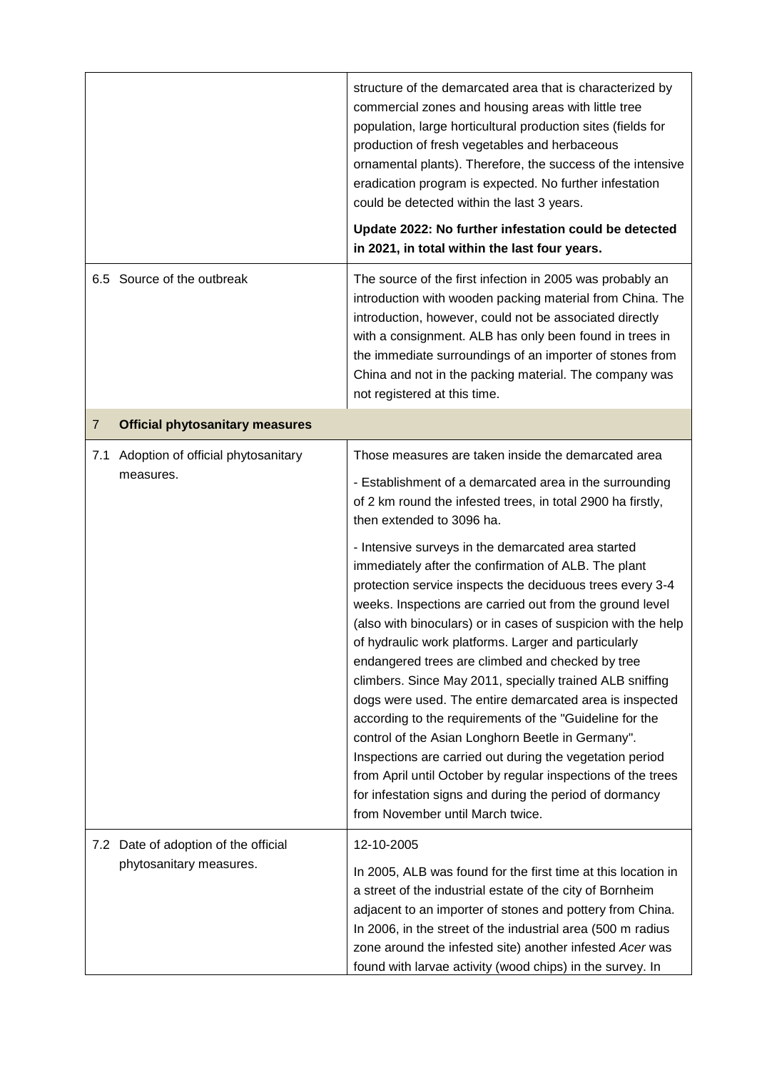| | |
|---|---|
| | structure of the demarcated area that is characterized by commercial zones and housing areas with little tree population, large horticultural production sites (fields for production of fresh vegetables and herbaceous ornamental plants). Therefore, the success of the intensive eradication program is expected. No further infestation could be detected within the last 3 years.<br><br>**Update 2022: No further infestation could be detected in 2021, in total within the last four years.** |
| 6.5 Source of the outbreak | The source of the first infection in 2005 was probably an introduction with wooden packing material from China. The introduction, however, could not be associated directly with a consignment. ALB has only been found in trees in the immediate surroundings of an importer of stones from China and not in the packing material. The company was not registered at this time. |
| **7 Official phytosanitary measures** | |
| 7.1 Adoption of official phytosanitary measures. | Those measures are taken inside the demarcated area<br><br>- Establishment of a demarcated area in the surrounding of 2 km round the infested trees, in total 2900 ha firstly, then extended to 3096 ha.<br><br>- Intensive surveys in the demarcated area started immediately after the confirmation of ALB. The plant protection service inspects the deciduous trees every 3-4 weeks. Inspections are carried out from the ground level (also with binoculars) or in cases of suspicion with the help of hydraulic work platforms. Larger and particularly endangered trees are climbed and checked by tree climbers. Since May 2011, specially trained ALB sniffing dogs were used. The entire demarcated area is inspected according to the requirements of the "Guideline for the control of the Asian Longhorn Beetle in Germany". Inspections are carried out during the vegetation period from April until October by regular inspections of the trees for infestation signs and during the period of dormancy from November until March twice. |
| 7.2 Date of adoption of the official phytosanitary measures. | 12-10-2005<br><br>In 2005, ALB was found for the first time at this location in a street of the industrial estate of the city of Bornheim adjacent to an importer of stones and pottery from China. In 2006, in the street of the industrial area (500 m radius zone around the infested site) another infested *Acer* was found with larvae activity (wood chips) in the survey. In |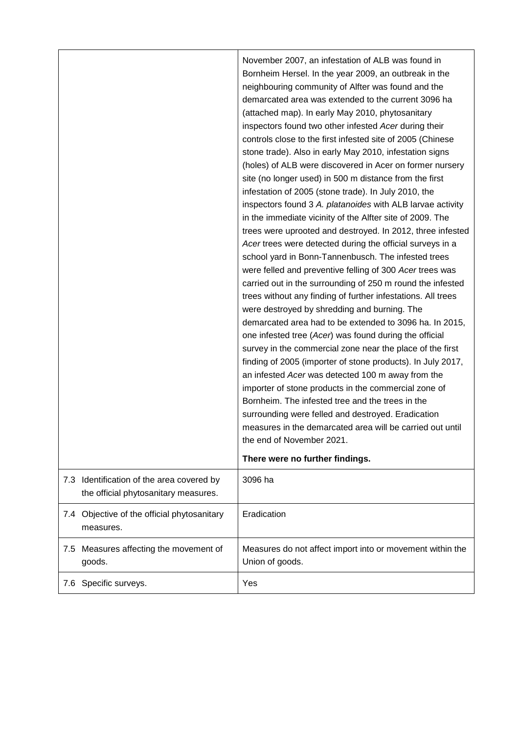| | |
|---|---|
| | November 2007, an infestation of ALB was found in Bornheim Hersel. In the year 2009, an outbreak in the neighbouring community of Alfter was found and the demarcated area was extended to the current 3096 ha (attached map). In early May 2010, phytosanitary inspectors found two other infested *Acer* during their controls close to the first infested site of 2005 (Chinese stone trade). Also in early May 2010, infestation signs (holes) of ALB were discovered in Acer on former nursery site (no longer used) in 500 m distance from the first infestation of 2005 (stone trade). In July 2010, the inspectors found 3 *A. platanoides* with ALB larvae activity in the immediate vicinity of the Alfter site of 2009. The trees were uprooted and destroyed. In 2012, three infested *Acer* trees were detected during the official surveys in a school yard in Bonn-Tannenbusch. The infested trees were felled and preventive felling of 300 *Acer* trees was carried out in the surrounding of 250 m round the infested trees without any finding of further infestations. All trees were destroyed by shredding and burning. The demarcated area had to be extended to 3096 ha. In 2015, one infested tree (*Acer*) was found during the official survey in the commercial zone near the place of the first finding of 2005 (importer of stone products). In July 2017, an infested *Acer* was detected 100 m away from the importer of stone products in the commercial zone of Bornheim. The infested tree and the trees in the surrounding were felled and destroyed. Eradication measures in the demarcated area will be carried out until the end of November 2021.<br><br>**There were no further findings.** |
| 7.3 Identification of the area covered by the official phytosanitary measures. | 3096 ha |
| 7.4 Objective of the official phytosanitary measures. | Eradication |
| 7.5 Measures affecting the movement of goods. | Measures do not affect import into or movement within the Union of goods. |
| 7.6 Specific surveys. | Yes |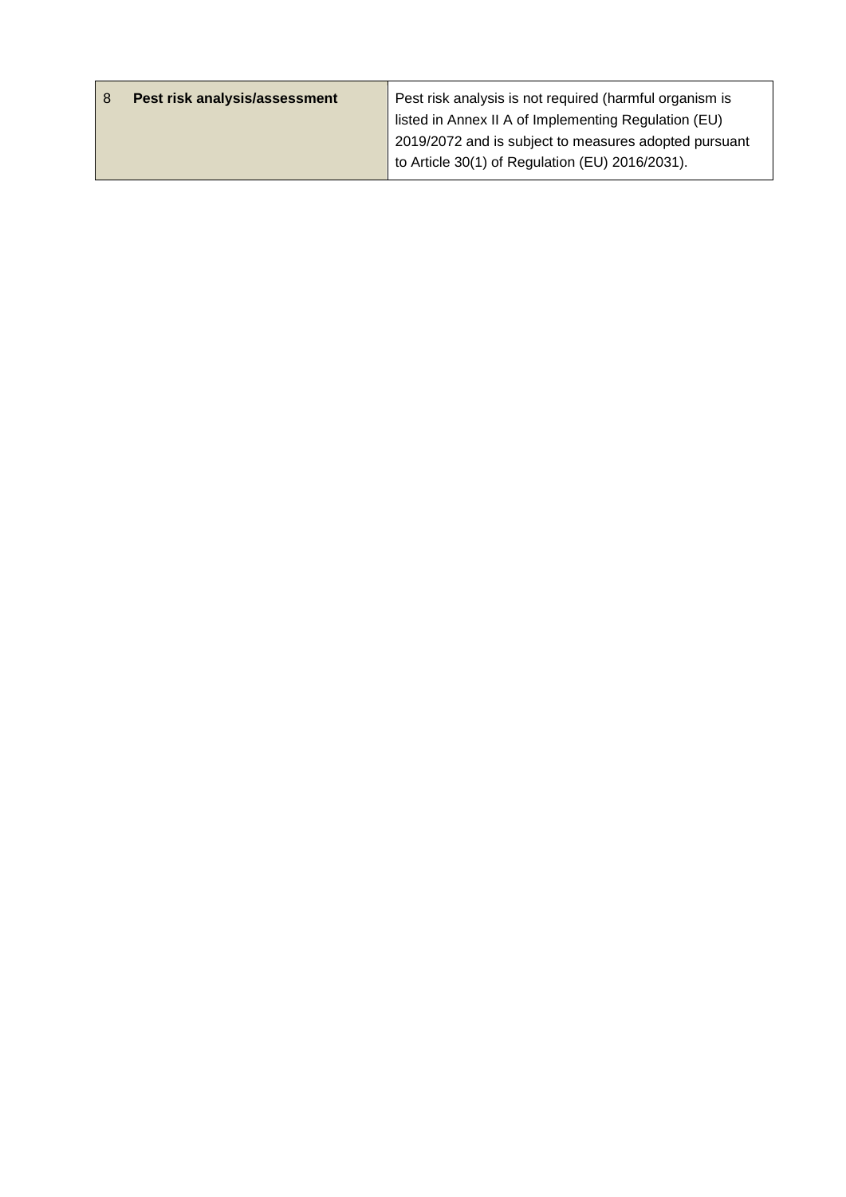| | | |
|---|---|---|
| 8 | **Pest risk analysis/assessment** | Pest risk analysis is not required (harmful organism is listed in Annex II A of Implementing Regulation (EU) 2019/2072 and is subject to measures adopted pursuant to Article 30(1) of Regulation (EU) 2016/2031). |